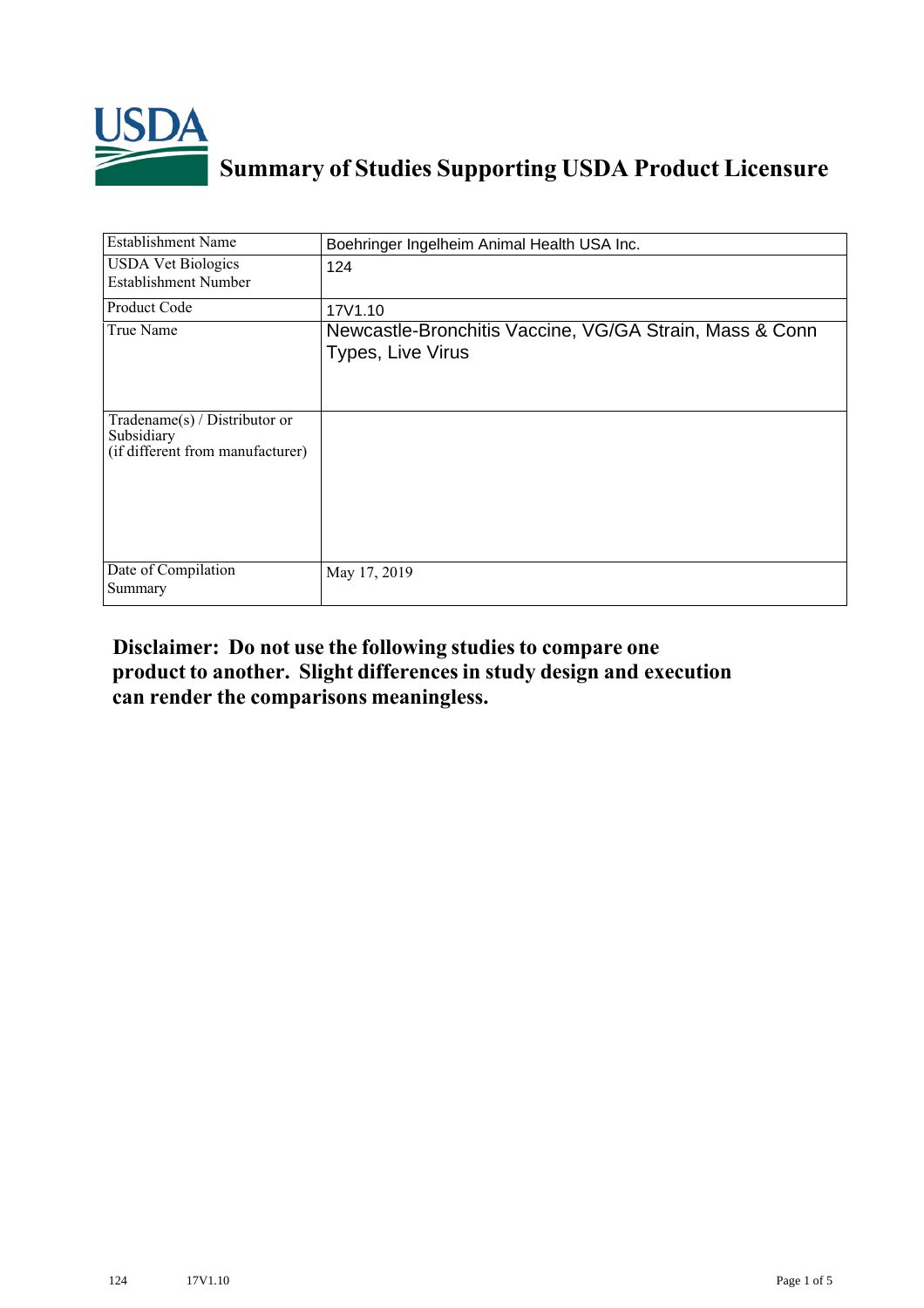# Summary of Studies Supporting USDA Product Licensure

| Establishment Name | Boehringer Ingelheim Animal Health USA Inc. |
|---|---|
| USDA Vet Biologics Establishment Number | 124 |
| Product Code | 17V1.10 |
| True Name | Newcastle-Bronchitis Vaccine, VG/GA Strain, Mass & Conn Types, Live Virus |
| Tradename(s) / Distributor or Subsidiary (if different from manufacturer) | |
| Date of Compilation Summary | May 17, 2019 |

**Disclaimer: Do not use the following studies to compare one product to another. Slight differences in study design and execution can render the comparisons meaningless.**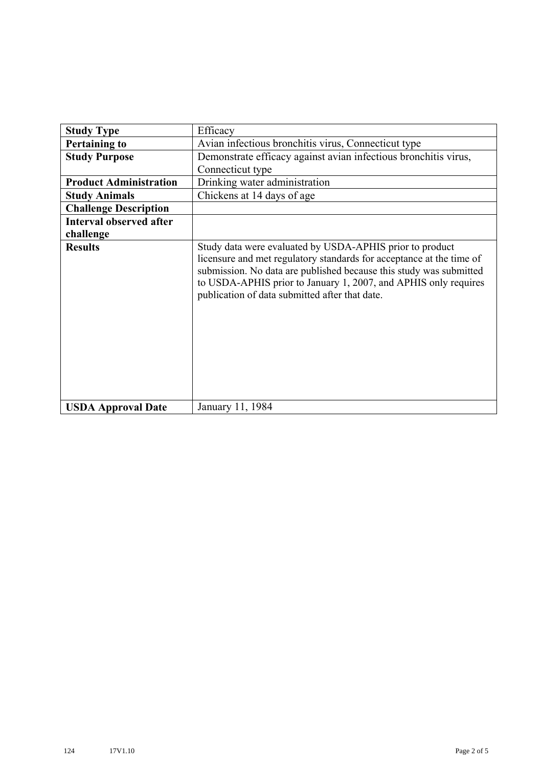| Study Type | Efficacy |
|---|---|
| **Pertaining to** | Avian infectious bronchitis virus, Connecticut type |
| **Study Purpose** | Demonstrate efficacy against avian infectious bronchitis virus, Connecticut type |
| **Product Administration** | Drinking water administration |
| **Study Animals** | Chickens at 14 days of age |
| **Challenge Description** | |
| **Interval observed after challenge** | |
| **Results** | Study data were evaluated by USDA-APHIS prior to product licensure and met regulatory standards for acceptance at the time of submission. No data are published because this study was submitted to USDA-APHIS prior to January 1, 2007, and APHIS only requires publication of data submitted after that date. |
| **USDA Approval Date** | January 11, 1984 |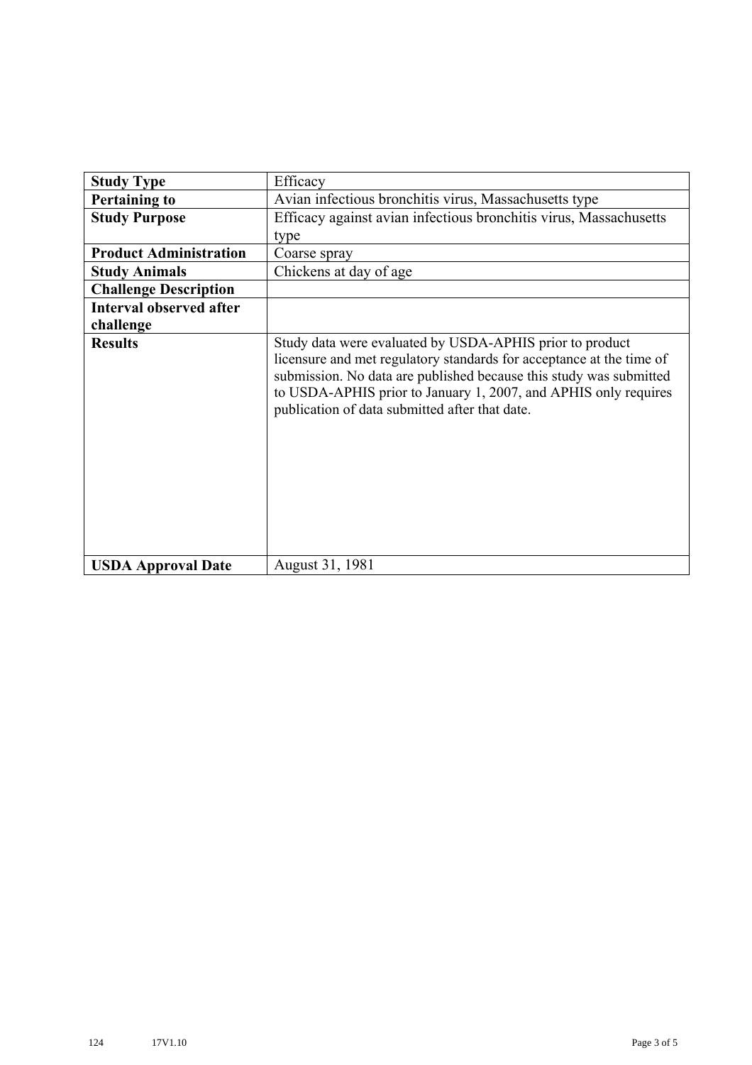| **Study Type** | Efficacy |
| --- | --- |
| **Pertaining to** | Avian infectious bronchitis virus, Massachusetts type |
| **Study Purpose** | Efficacy against avian infectious bronchitis virus, Massachusetts type |
| **Product Administration** | Coarse spray |
| **Study Animals** | Chickens at day of age |
| **Challenge Description** | |
| **Interval observed after challenge** | |
| **Results** | Study data were evaluated by USDA-APHIS prior to product licensure and met regulatory standards for acceptance at the time of submission. No data are published because this study was submitted to USDA-APHIS prior to January 1, 2007, and APHIS only requires publication of data submitted after that date. |
| **USDA Approval Date** | August 31, 1981 |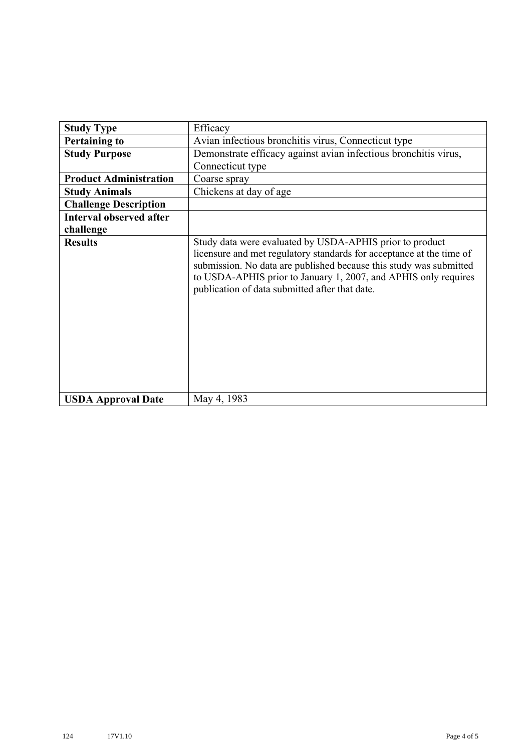| Study Type | Efficacy |
|---|---|
| **Pertaining to** | Avian infectious bronchitis virus, Connecticut type |
| **Study Purpose** | Demonstrate efficacy against avian infectious bronchitis virus, Connecticut type |
| **Product Administration** | Coarse spray |
| **Study Animals** | Chickens at day of age |
| **Challenge Description** | |
| **Interval observed after challenge** | |
| **Results** | Study data were evaluated by USDA-APHIS prior to product licensure and met regulatory standards for acceptance at the time of submission. No data are published because this study was submitted to USDA-APHIS prior to January 1, 2007, and APHIS only requires publication of data submitted after that date. |
| **USDA Approval Date** | May 4, 1983 |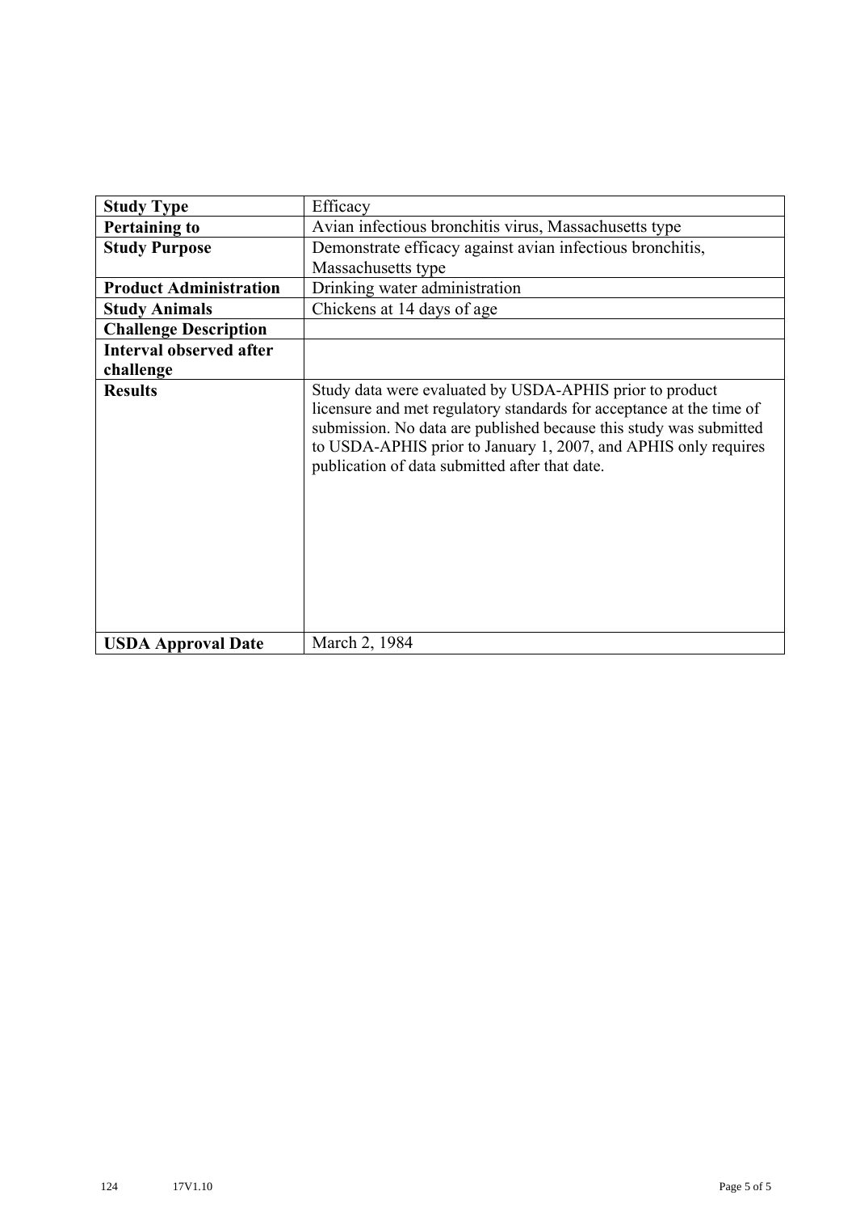| | |
|---|---|
| **Study Type** | Efficacy |
| **Pertaining to** | Avian infectious bronchitis virus, Massachusetts type |
| **Study Purpose** | Demonstrate efficacy against avian infectious bronchitis, Massachusetts type |
| **Product Administration** | Drinking water administration |
| **Study Animals** | Chickens at 14 days of age |
| **Challenge Description** | |
| **Interval observed after challenge** | |
| **Results** | Study data were evaluated by USDA-APHIS prior to product licensure and met regulatory standards for acceptance at the time of submission. No data are published because this study was submitted to USDA-APHIS prior to January 1, 2007, and APHIS only requires publication of data submitted after that date. |
| **USDA Approval Date** | March 2, 1984 |